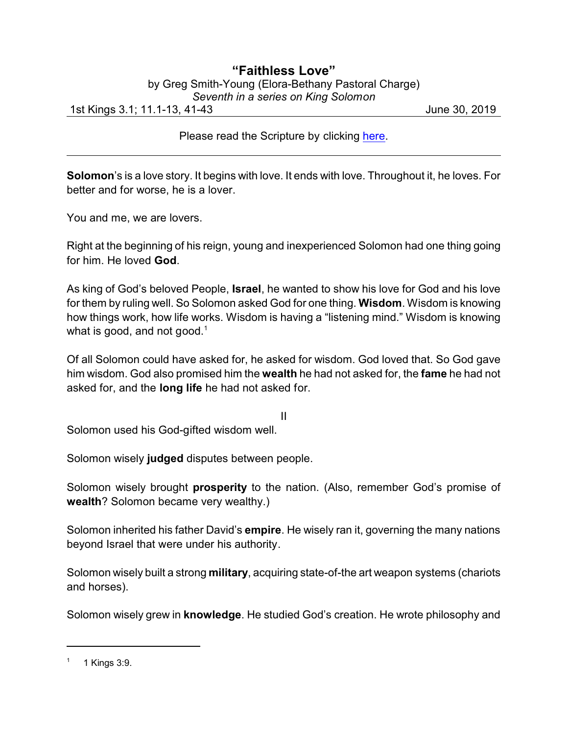# "Faithless Love"

by Greg Smith-Young (Elora-Bethany Pastoral Charge)
*Seventh in a series on King Solomon*

1st Kings 3.1; 11.1-13, 41-43 — June 30, 2019

Please read the Scripture by clicking here.

---

**Solomon**'s is a love story. It begins with love. It ends with love. Throughout it, he loves. For better and for worse, he is a lover.

You and me, we are lovers.

Right at the beginning of his reign, young and inexperienced Solomon had one thing going for him. He loved **God**.

As king of God's beloved People, **Israel**, he wanted to show his love for God and his love for them by ruling well. So Solomon asked God for one thing. **Wisdom**. Wisdom is knowing how things work, how life works. Wisdom is having a "listening mind." Wisdom is knowing what is good, and not good.[1]

Of all Solomon could have asked for, he asked for wisdom. God loved that. So God gave him wisdom. God also promised him the **wealth** he had not asked for, the **fame** he had not asked for, and the **long life** he had not asked for.

II

Solomon used his God-gifted wisdom well.

Solomon wisely **judged** disputes between people.

Solomon wisely brought **prosperity** to the nation. (Also, remember God's promise of **wealth**? Solomon became very wealthy.)

Solomon inherited his father David's **empire**. He wisely ran it, governing the many nations beyond Israel that were under his authority.

Solomon wisely built a strong **military**, acquiring state-of-the art weapon systems (chariots and horses).

Solomon wisely grew in **knowledge**. He studied God's creation. He wrote philosophy and

---

[1] 1 Kings 3:9.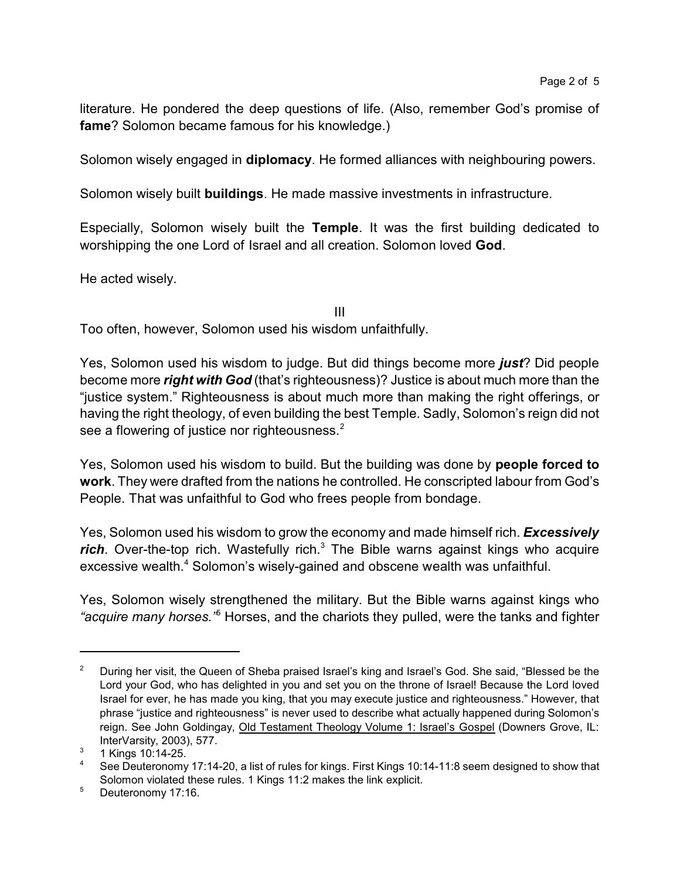literature. He pondered the deep questions of life. (Also, remember God's promise of **fame**? Solomon became famous for his knowledge.)

Solomon wisely engaged in **diplomacy**. He formed alliances with neighbouring powers.

Solomon wisely built **buildings**. He made massive investments in infrastructure.

Especially, Solomon wisely built the **Temple**. It was the first building dedicated to worshipping the one Lord of Israel and all creation. Solomon loved **God**.

He acted wisely.

III

Too often, however, Solomon used his wisdom unfaithfully.

Yes, Solomon used his wisdom to judge. But did things become more ***just***? Did people become more ***right with God*** (that's righteousness)? Justice is about much more than the "justice system." Righteousness is about much more than making the right offerings, or having the right theology, of even building the best Temple. Sadly, Solomon's reign did not see a flowering of justice nor righteousness.[2]

Yes, Solomon used his wisdom to build. But the building was done by **people forced to work**. They were drafted from the nations he controlled. He conscripted labour from God's People. That was unfaithful to God who frees people from bondage.

Yes, Solomon used his wisdom to grow the economy and made himself rich. ***Excessively rich***. Over-the-top rich. Wastefully rich.[3] The Bible warns against kings who acquire excessive wealth.[4] Solomon's wisely-gained and obscene wealth was unfaithful.

Yes, Solomon wisely strengthened the military. But the Bible warns against kings who *"acquire many horses."*[5] Horses, and the chariots they pulled, were the tanks and fighter

---

[2] During her visit, the Queen of Sheba praised Israel's king and Israel's God. She said, "Blessed be the Lord your God, who has delighted in you and set you on the throne of Israel! Because the Lord loved Israel for ever, he has made you king, that you may execute justice and righteousness." However, that phrase "justice and righteousness" is never used to describe what actually happened during Solomon's reign. See John Goldingay, Old Testament Theology Volume 1: Israel's Gospel (Downers Grove, IL: InterVarsity, 2003), 577.

[3] 1 Kings 10:14-25.

[4] See Deuteronomy 17:14-20, a list of rules for kings. First Kings 10:14-11:8 seem designed to show that Solomon violated these rules. 1 Kings 11:2 makes the link explicit.

[5] Deuteronomy 17:16.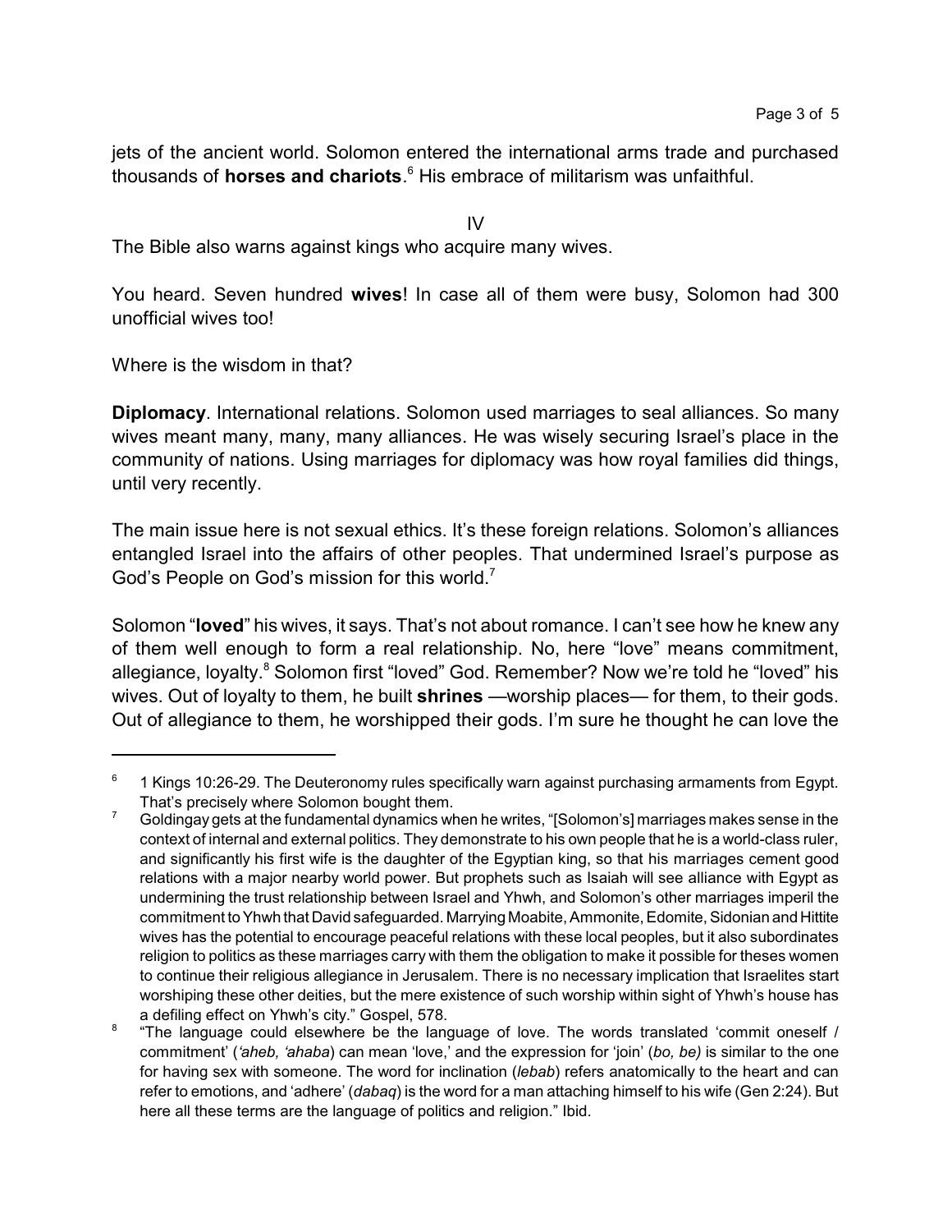jets of the ancient world. Solomon entered the international arms trade and purchased thousands of **horses and chariots**.[6] His embrace of militarism was unfaithful.

IV

The Bible also warns against kings who acquire many wives.

You heard. Seven hundred **wives**! In case all of them were busy, Solomon had 300 unofficial wives too!

Where is the wisdom in that?

**Diplomacy**. International relations. Solomon used marriages to seal alliances. So many wives meant many, many, many alliances. He was wisely securing Israel's place in the community of nations. Using marriages for diplomacy was how royal families did things, until very recently.

The main issue here is not sexual ethics. It's these foreign relations. Solomon's alliances entangled Israel into the affairs of other peoples. That undermined Israel's purpose as God's People on God's mission for this world.[7]

Solomon "**loved**" his wives, it says. That's not about romance. I can't see how he knew any of them well enough to form a real relationship. No, here "love" means commitment, allegiance, loyalty.[8] Solomon first "loved" God. Remember? Now we're told he "loved" his wives. Out of loyalty to them, he built **shrines** —worship places— for them, to their gods. Out of allegiance to them, he worshipped their gods. I'm sure he thought he can love the

---

[6] 1 Kings 10:26-29. The Deuteronomy rules specifically warn against purchasing armaments from Egypt. That's precisely where Solomon bought them.

[7] Goldingay gets at the fundamental dynamics when he writes, "[Solomon's] marriages makes sense in the context of internal and external politics. They demonstrate to his own people that he is a world-class ruler, and significantly his first wife is the daughter of the Egyptian king, so that his marriages cement good relations with a major nearby world power. But prophets such as Isaiah will see alliance with Egypt as undermining the trust relationship between Israel and Yhwh, and Solomon's other marriages imperil the commitment to Yhwh that David safeguarded. Marrying Moabite, Ammonite, Edomite, Sidonian and Hittite wives has the potential to encourage peaceful relations with these local peoples, but it also subordinates religion to politics as these marriages carry with them the obligation to make it possible for theses women to continue their religious allegiance in Jerusalem. There is no necessary implication that Israelites start worshiping these other deities, but the mere existence of such worship within sight of Yhwh's house has a defiling effect on Yhwh's city." Gospel, 578.

[8] "The language could elsewhere be the language of love. The words translated 'commit oneself / commitment' (*'aheb, 'ahaba*) can mean 'love,' and the expression for 'join' (*bo, be)* is similar to the one for having sex with someone. The word for inclination (*lebab*) refers anatomically to the heart and can refer to emotions, and 'adhere' (*dabaq*) is the word for a man attaching himself to his wife (Gen 2:24). But here all these terms are the language of politics and religion." Ibid.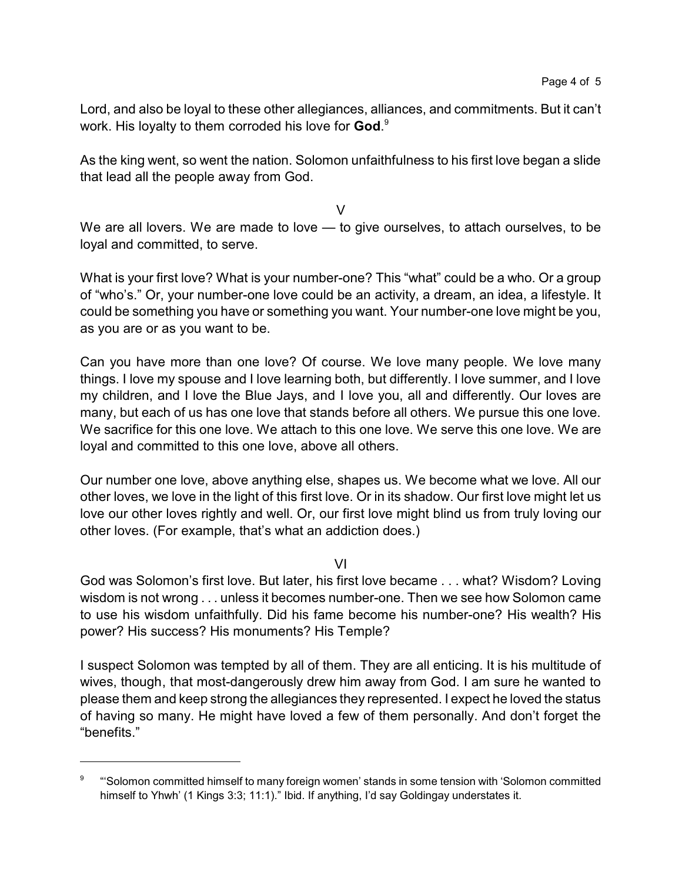Lord, and also be loyal to these other allegiances, alliances, and commitments. But it can't work. His loyalty to them corroded his love for **God**.[9]

As the king went, so went the nation. Solomon unfaithfulness to his first love began a slide that lead all the people away from God.

V

We are all lovers. We are made to love — to give ourselves, to attach ourselves, to be loyal and committed, to serve.

What is your first love? What is your number-one? This "what" could be a who. Or a group of "who's." Or, your number-one love could be an activity, a dream, an idea, a lifestyle. It could be something you have or something you want. Your number-one love might be you, as you are or as you want to be.

Can you have more than one love? Of course. We love many people. We love many things. I love my spouse and I love learning both, but differently. I love summer, and I love my children, and I love the Blue Jays, and I love you, all and differently. Our loves are many, but each of us has one love that stands before all others. We pursue this one love. We sacrifice for this one love. We attach to this one love. We serve this one love. We are loyal and committed to this one love, above all others.

Our number one love, above anything else, shapes us. We become what we love. All our other loves, we love in the light of this first love. Or in its shadow. Our first love might let us love our other loves rightly and well. Or, our first love might blind us from truly loving our other loves. (For example, that's what an addiction does.)

VI

God was Solomon's first love. But later, his first love became . . . what? Wisdom? Loving wisdom is not wrong . . . unless it becomes number-one. Then we see how Solomon came to use his wisdom unfaithfully. Did his fame become his number-one? His wealth? His power? His success? His monuments? His Temple?

I suspect Solomon was tempted by all of them. They are all enticing. It is his multitude of wives, though, that most-dangerously drew him away from God. I am sure he wanted to please them and keep strong the allegiances they represented. I expect he loved the status of having so many. He might have loved a few of them personally. And don't forget the "benefits."

---

[9] "'Solomon committed himself to many foreign women' stands in some tension with 'Solomon committed himself to Yhwh' (1 Kings 3:3; 11:1)." Ibid. If anything, I'd say Goldingay understates it.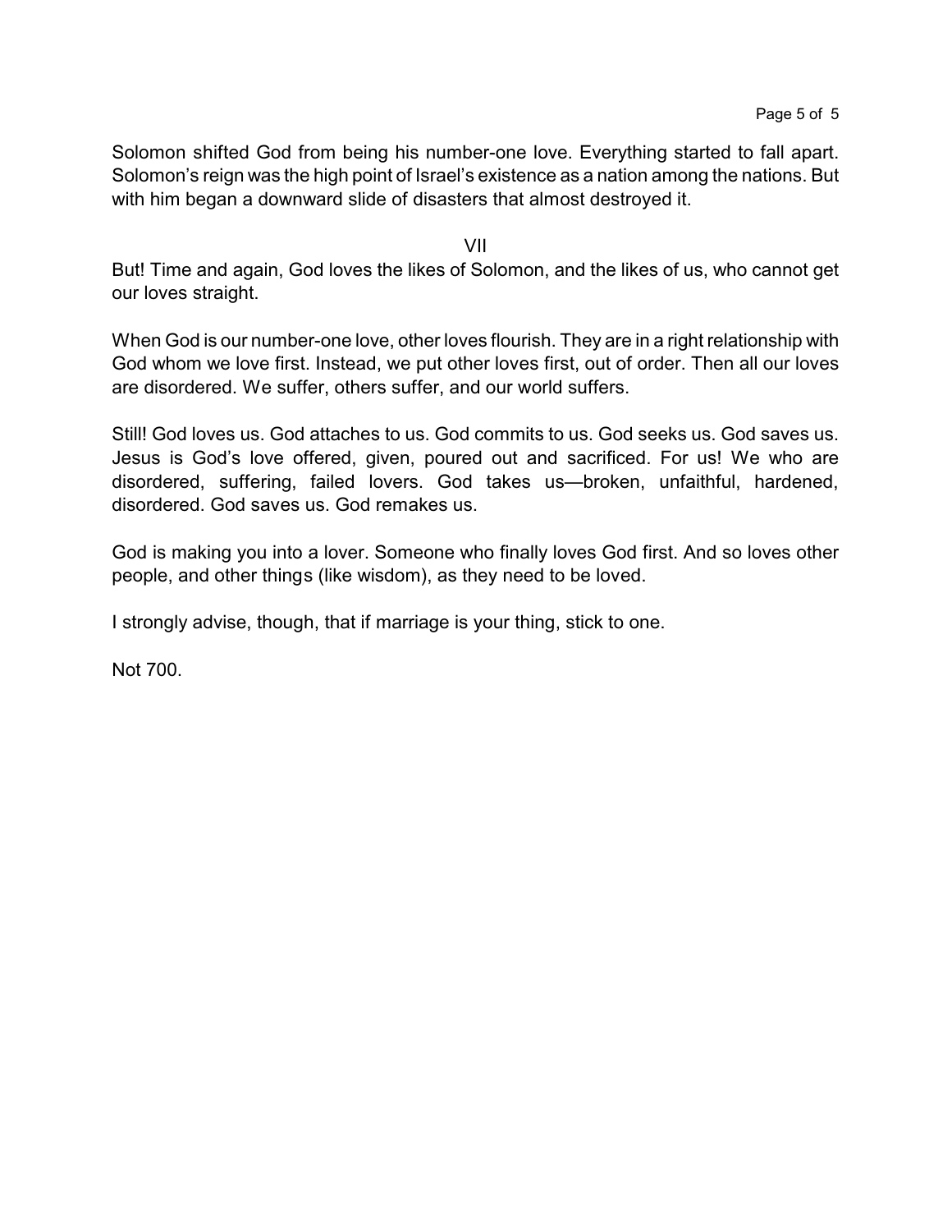Solomon shifted God from being his number-one love. Everything started to fall apart. Solomon's reign was the high point of Israel's existence as a nation among the nations. But with him began a downward slide of disasters that almost destroyed it.

## VII

But! Time and again, God loves the likes of Solomon, and the likes of us, who cannot get our loves straight.

When God is our number-one love, other loves flourish. They are in a right relationship with God whom we love first. Instead, we put other loves first, out of order. Then all our loves are disordered. We suffer, others suffer, and our world suffers.

Still! God loves us. God attaches to us. God commits to us. God seeks us. God saves us. Jesus is God's love offered, given, poured out and sacrificed. For us! We who are disordered, suffering, failed lovers. God takes us—broken, unfaithful, hardened, disordered. God saves us. God remakes us.

God is making you into a lover. Someone who finally loves God first. And so loves other people, and other things (like wisdom), as they need to be loved.

I strongly advise, though, that if marriage is your thing, stick to one.

Not 700.